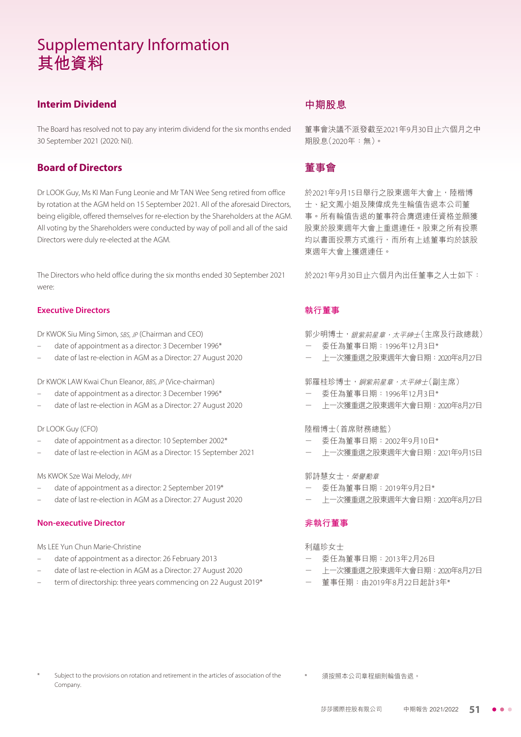# Supplementary Information
# 其他資料

## Interim Dividend

The Board has resolved not to pay any interim dividend for the six months ended 30 September 2021 (2020: Nil).

## Board of Directors

Dr LOOK Guy, Ms KI Man Fung Leonie and Mr TAN Wee Seng retired from office by rotation at the AGM held on 15 September 2021. All of the aforesaid Directors, being eligible, offered themselves for re-election by the Shareholders at the AGM. All voting by the Shareholders were conducted by way of poll and all of the said Directors were duly re-elected at the AGM.

The Directors who held office during the six months ended 30 September 2021 were:

### Executive Directors

Dr KWOK Siu Ming Simon, *SBS, JP* (Chairman and CEO)
- date of appointment as a director: 3 December 1996*
- date of last re-election in AGM as a Director: 27 August 2020

Dr KWOK LAW Kwai Chun Eleanor, *BBS, JP* (Vice-chairman)
- date of appointment as a director: 3 December 1996*
- date of last re-election in AGM as a Director: 27 August 2020

Dr LOOK Guy (CFO)
- date of appointment as a director: 10 September 2002*
- date of last re-election in AGM as a Director: 15 September 2021

Ms KWOK Sze Wai Melody, *MH*
- date of appointment as a director: 2 September 2019*
- date of last re-election in AGM as a Director: 27 August 2020

### Non-executive Director

Ms LEE Yun Chun Marie-Christine
- date of appointment as a director: 26 February 2013
- date of last re-election in AGM as a Director: 27 August 2020
- term of directorship: three years commencing on 22 August 2019*

\* Subject to the provisions on rotation and retirement in the articles of association of the Company.

## 中期股息

董事會決議不派發截至2021年9月30日止六個月之中期股息（2020年：無）。

## 董事會

於2021年9月15日舉行之股東週年大會上，陸楷博士、紀文鳳小姐及陳偉成先生輪值告退本公司董事。所有輪值告退的董事符合膺選連任資格並願獲股東於股東週年大會上重選連任。股東之所有投票均以書面投票方式進行，而所有上述董事均於該股東週年大會上獲選連任。

於2021年9月30日止六個月內出任董事之人士如下：

### 執行董事

郭少明博士，*銀紫荊星章，太平紳士*（主席及行政總裁）
- 委任為董事日期：1996年12月3日*
- 上一次獲重選之股東週年大會日期：2020年8月27日

郭羅桂珍博士，*銅紫荊星章，太平紳士*（副主席）
- 委任為董事日期：1996年12月3日*
- 上一次獲重選之股東週年大會日期：2020年8月27日

陸楷博士（首席財務總監）
- 委任為董事日期：2002年9月10日*
- 上一次獲重選之股東週年大會日期：2021年9月15日

郭詩慧女士，*榮譽勳章*
- 委任為董事日期：2019年9月2日*
- 上一次獲重選之股東週年大會日期：2020年8月27日

### 非執行董事

利蘊珍女士
- 委任為董事日期：2013年2月26日
- 上一次獲重選之股東週年大會日期：2020年8月27日
- 董事任期：由2019年8月22日起計3年*

\* 須按照本公司章程細則輪值告退。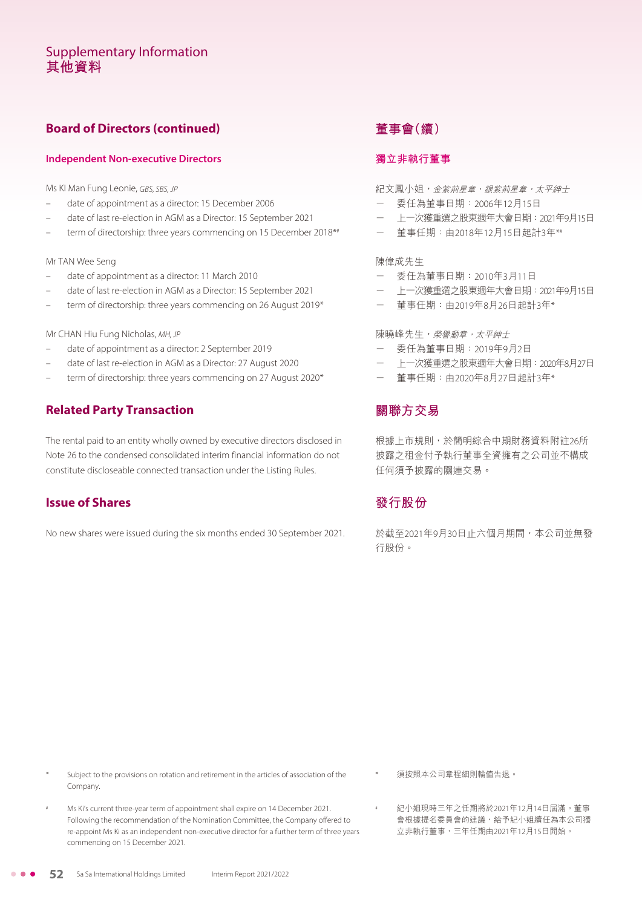# Supplementary Information
# 其他資料

## Board of Directors (continued)

### Independent Non-executive Directors

Ms KI Man Fung Leonie, *GBS, SBS, JP*

- date of appointment as a director: 15 December 2006
- date of last re-election in AGM as a Director: 15 September 2021
- term of directorship: three years commencing on 15 December 2018*#

Mr TAN Wee Seng

- date of appointment as a director: 11 March 2010
- date of last re-election in AGM as a Director: 15 September 2021
- term of directorship: three years commencing on 26 August 2019*

Mr CHAN Hiu Fung Nicholas, *MH, JP*

- date of appointment as a director: 2 September 2019
- date of last re-election in AGM as a Director: 27 August 2020
- term of directorship: three years commencing on 27 August 2020*

## Related Party Transaction

The rental paid to an entity wholly owned by executive directors disclosed in Note 26 to the condensed consolidated interim financial information do not constitute discloseable connected transaction under the Listing Rules.

## Issue of Shares

No new shares were issued during the six months ended 30 September 2021.

\* Subject to the provisions on rotation and retirement in the articles of association of the Company.

\# Ms Ki's current three-year term of appointment shall expire on 14 December 2021. Following the recommendation of the Nomination Committee, the Company offered to re-appoint Ms Ki as an independent non-executive director for a further term of three years commencing on 15 December 2021.

## 董事會（續）

### 獨立非執行董事

紀文鳳小姐，*金紫荊星章，銀紫荊星章，太平紳士*

- 委任為董事日期：2006年12月15日
- 上一次獲重選之股東週年大會日期：2021年9月15日
- 董事任期：由2018年12月15日起計3年*#

陳偉成先生

- 委任為董事日期：2010年3月11日
- 上一次獲重選之股東週年大會日期：2021年9月15日
- 董事任期：由2019年8月26日起計3年*

陳曉峰先生，*榮譽勳章，太平紳士*

- 委任為董事日期：2019年9月2日
- 上一次獲重選之股東週年大會日期：2020年8月27日
- 董事任期：由2020年8月27日起計3年*

## 關聯方交易

根據上市規則，於簡明綜合中期財務資料附註26所披露之租金付予執行董事全資擁有之公司並不構成任何須予披露的關連交易。

## 發行股份

於截至2021年9月30日止六個月期間，本公司並無發行股份。

\* 須按照本公司章程細則輪值告退。

\# 紀小姐現時三年之任期將於2021年12月14日屆滿。董事會根據提名委員會的建議，給予紀小姐續任為本公司獨立非執行董事，三年任期由2021年12月15日開始。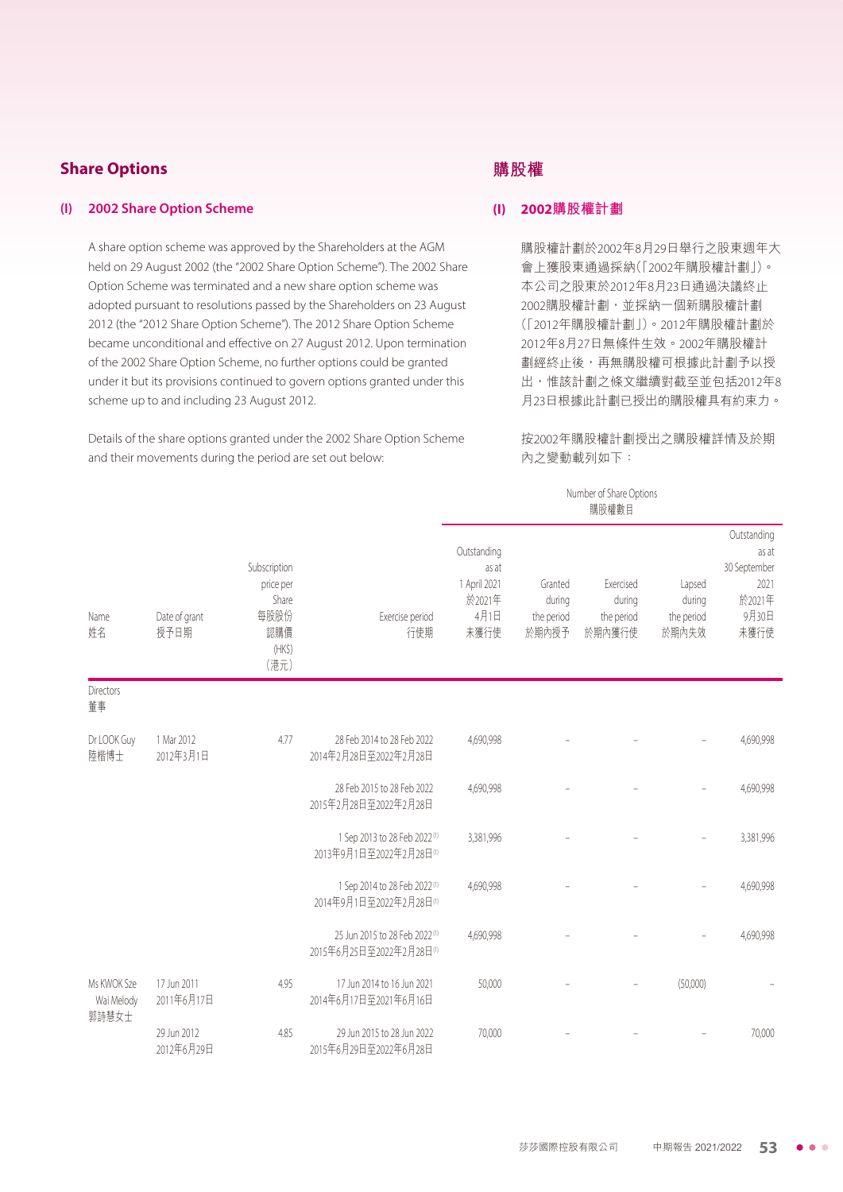## Share Options

### (I) 2002 Share Option Scheme

A share option scheme was approved by the Shareholders at the AGM held on 29 August 2002 (the "2002 Share Option Scheme"). The 2002 Share Option Scheme was terminated and a new share option scheme was adopted pursuant to resolutions passed by the Shareholders on 23 August 2012 (the "2012 Share Option Scheme"). The 2012 Share Option Scheme became unconditional and effective on 27 August 2012. Upon termination of the 2002 Share Option Scheme, no further options could be granted under it but its provisions continued to govern options granted under this scheme up to and including 23 August 2012.

Details of the share options granted under the 2002 Share Option Scheme and their movements during the period are set out below:

## 購股權

### (I) 2002購股權計劃

購股權計劃於2002年8月29日舉行之股東週年大會上獲股東通過採納(「2002年購股權計劃」)。本公司之股東於2012年8月23日通過決議終止2002購股權計劃，並採納一個新購股權計劃(「2012年購股權計劃」)。2012年購股權計劃於2012年8月27日無條件生效。2002年購股權計劃經終止後，再無購股權可根據此計劃予以授出，惟該計劃之條文繼續對截至並包括2012年8月23日根據此計劃已授出的購股權具有約束力。

按2002年購股權計劃授出之購股權詳情及於期內之變動載列如下：

| Name<br>姓名 | Date of grant<br>授予日期 | Subscription price per Share<br>每股股份認購價<br>(HK$)<br>(港元) | Exercise period<br>行使期 | Number of Share Options 購股權數目<br>Outstanding as at 1 April 2021<br>於2021年4月1日未獲行使 | Granted during the period<br>於期內授予 | Exercised during the period<br>於期內獲行使 | Lapsed during the period<br>於期內失效 | Outstanding as at 30 September 2021<br>於2021年9月30日未獲行使 |
|---|---|---|---|---|---|---|---|---|
| Directors<br>董事 | | | | | | | | |
| Dr LOOK Guy<br>陸楷博士 | 1 Mar 2012<br>2012年3月1日 | 4.77 | 28 Feb 2014 to 28 Feb 2022<br>2014年2月28日至2022年2月28日 | 4,690,998 | – | – | – | 4,690,998 |
| | | | 28 Feb 2015 to 28 Feb 2022<br>2015年2月28日至2022年2月28日 | 4,690,998 | – | – | – | 4,690,998 |
| | | | 1 Sep 2013 to 28 Feb 2022[1]<br>2013年9月1日至2022年2月28日[1] | 3,381,996 | – | – | – | 3,381,996 |
| | | | 1 Sep 2014 to 28 Feb 2022[1]<br>2014年9月1日至2022年2月28日[1] | 4,690,998 | – | – | – | 4,690,998 |
| | | | 25 Jun 2015 to 28 Feb 2022[1]<br>2015年6月25日至2022年2月28日[1] | 4,690,998 | – | – | – | 4,690,998 |
| Ms KWOK Sze Wai Melody<br>郭詩慧女士 | 17 Jun 2011<br>2011年6月17日 | 4.95 | 17 Jun 2014 to 16 Jun 2021<br>2014年6月17日至2021年6月16日 | 50,000 | – | – | (50,000) | – |
| | 29 Jun 2012<br>2012年6月29日 | 4.85 | 29 Jun 2015 to 28 Jun 2022<br>2015年6月29日至2022年6月28日 | 70,000 | – | – | – | 70,000 |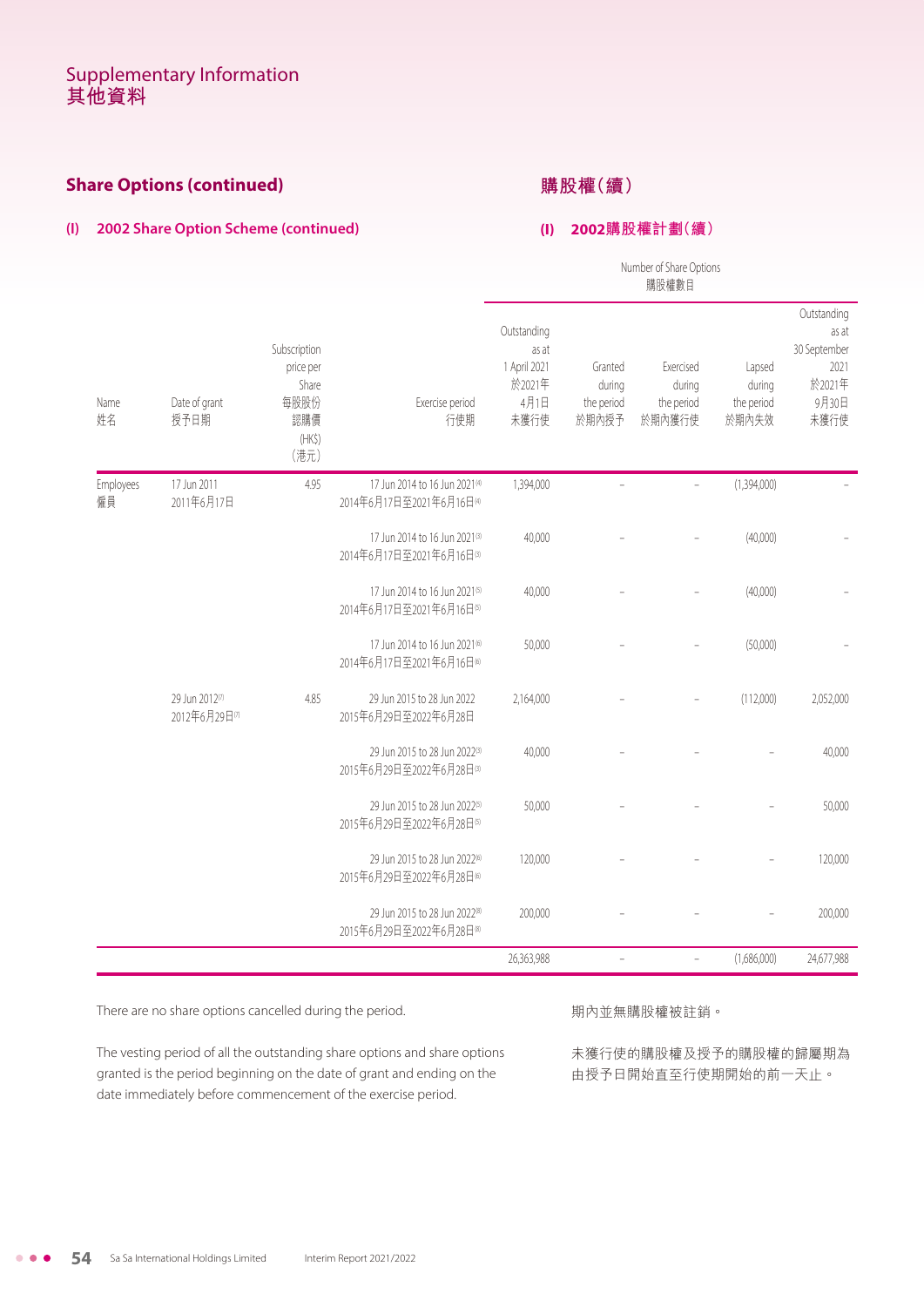# Supplementary Information
# 其他資料

## Share Options (continued)

## 購股權(續)

### (I) 2002 Share Option Scheme (continued)

### (I) 2002購股權計劃(續)

| Name 姓名 | Date of grant 授予日期 | Subscription price per Share 每股股份認購價 (HK$) (港元) | Exercise period 行使期 | Number of Share Options 購股權數目 Outstanding as at 1 April 2021 於2021年4月1日未獲行使 | Granted during the period 於期內授予 | Exercised during the period 於期內獲行使 | Lapsed during the period 於期內失效 | Outstanding as at 30 September 2021 於2021年9月30日未獲行使 |
|---|---|---|---|---|---|---|---|---|
| Employees 僱員 | 17 Jun 2011 2011年6月17日 | 4.95 | 17 Jun 2014 to 16 Jun 2021[4] 2014年6月17日至2021年6月16日[4] | 1,394,000 | – | – | (1,394,000) | – |
| | | | 17 Jun 2014 to 16 Jun 2021[3] 2014年6月17日至2021年6月16日[3] | 40,000 | – | – | (40,000) | – |
| | | | 17 Jun 2014 to 16 Jun 2021[5] 2014年6月17日至2021年6月16日[5] | 40,000 | – | – | (40,000) | – |
| | | | 17 Jun 2014 to 16 Jun 2021[6] 2014年6月17日至2021年6月16日[6] | 50,000 | – | – | (50,000) | – |
| | 29 Jun 2012[7] 2012年6月29日[7] | 4.85 | 29 Jun 2015 to 28 Jun 2022 2015年6月29日至2022年6月28日 | 2,164,000 | – | – | (112,000) | 2,052,000 |
| | | | 29 Jun 2015 to 28 Jun 2022[3] 2015年6月29日至2022年6月28日[3] | 40,000 | – | – | – | 40,000 |
| | | | 29 Jun 2015 to 28 Jun 2022[5] 2015年6月29日至2022年6月28日[5] | 50,000 | – | – | – | 50,000 |
| | | | 29 Jun 2015 to 28 Jun 2022[6] 2015年6月29日至2022年6月28日[6] | 120,000 | – | – | – | 120,000 |
| | | | 29 Jun 2015 to 28 Jun 2022[8] 2015年6月29日至2022年6月28日[8] | 200,000 | – | – | – | 200,000 |
| | | | | 26,363,988 | – | – | (1,686,000) | 24,677,988 |

There are no share options cancelled during the period.

期內並無購股權被註銷。

The vesting period of all the outstanding share options and share options granted is the period beginning on the date of grant and ending on the date immediately before commencement of the exercise period.

未獲行使的購股權及授予的購股權的歸屬期為由授予日開始直至行使期開始的前一天止。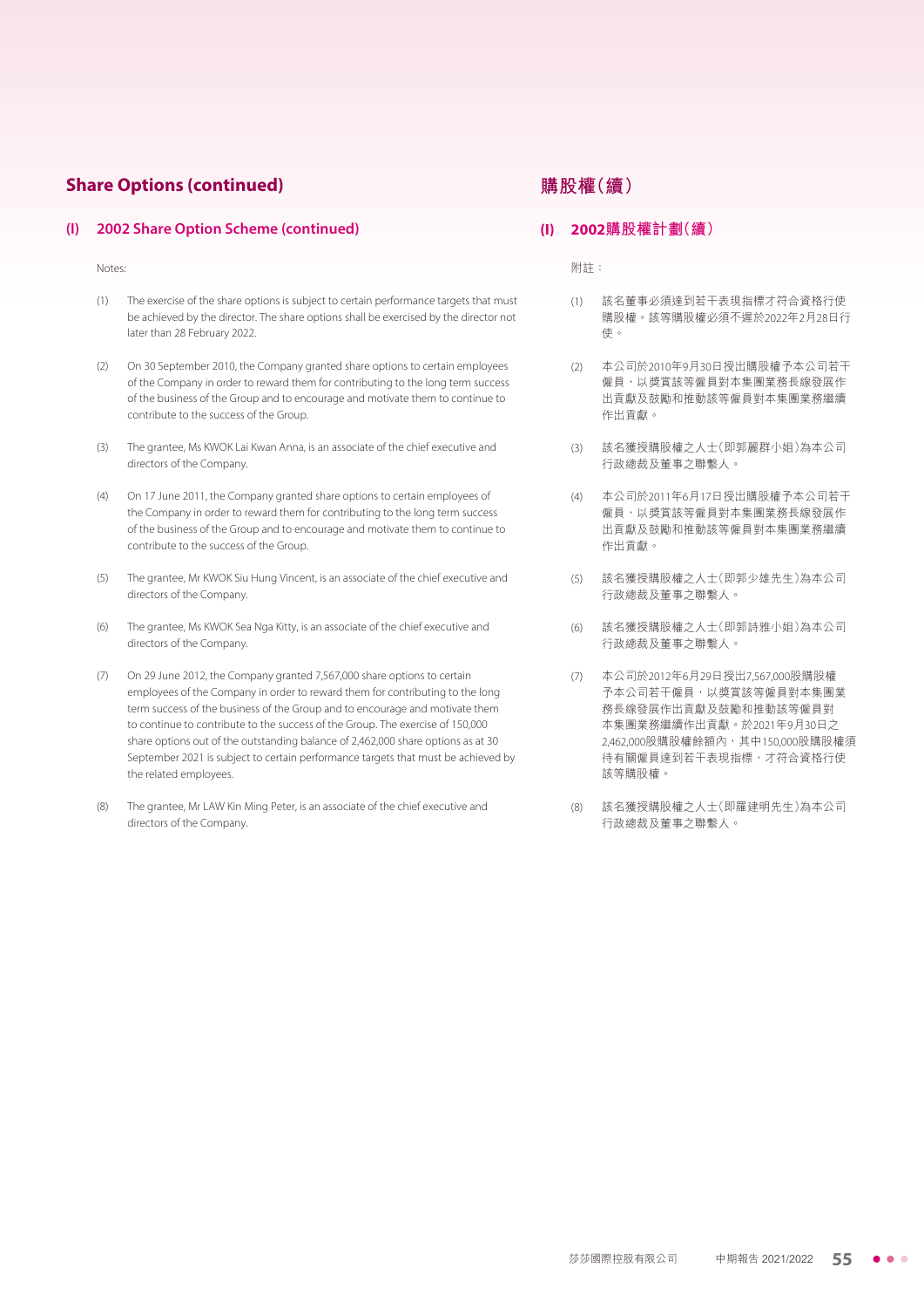## Share Options (continued)

### (I) 2002 Share Option Scheme (continued)

Notes:

(1) The exercise of the share options is subject to certain performance targets that must be achieved by the director. The share options shall be exercised by the director not later than 28 February 2022.

(2) On 30 September 2010, the Company granted share options to certain employees of the Company in order to reward them for contributing to the long term success of the business of the Group and to encourage and motivate them to continue to contribute to the success of the Group.

(3) The grantee, Ms KWOK Lai Kwan Anna, is an associate of the chief executive and directors of the Company.

(4) On 17 June 2011, the Company granted share options to certain employees of the Company in order to reward them for contributing to the long term success of the business of the Group and to encourage and motivate them to continue to contribute to the success of the Group.

(5) The grantee, Mr KWOK Siu Hung Vincent, is an associate of the chief executive and directors of the Company.

(6) The grantee, Ms KWOK Sea Nga Kitty, is an associate of the chief executive and directors of the Company.

(7) On 29 June 2012, the Company granted 7,567,000 share options to certain employees of the Company in order to reward them for contributing to the long term success of the business of the Group and to encourage and motivate them to continue to contribute to the success of the Group. The exercise of 150,000 share options out of the outstanding balance of 2,462,000 share options as at 30 September 2021 is subject to certain performance targets that must be achieved by the related employees.

(8) The grantee, Mr LAW Kin Ming Peter, is an associate of the chief executive and directors of the Company.

## 購股權(續)

### (I) 2002購股權計劃(續)

附註：

(1) 該名董事必須達到若干表現指標才符合資格行使購股權。該等購股權必須不遲於2022年2月28日行使。

(2) 本公司於2010年9月30日授出購股權予本公司若干僱員，以獎賞該等僱員對本集團業務長線發展作出貢獻及鼓勵和推動該等僱員對本集團業務繼續作出貢獻。

(3) 該名獲授購股權之人士(即郭麗群小姐)為本公司行政總裁及董事之聯繫人。

(4) 本公司於2011年6月17日授出購股權予本公司若干僱員，以獎賞該等僱員對本集團業務長線發展作出貢獻及鼓勵和推動該等僱員對本集團業務繼續作出貢獻。

(5) 該名獲授購股權之人士(即郭少雄先生)為本公司行政總裁及董事之聯繫人。

(6) 該名獲授購股權之人士(即郭詩雅小姐)為本公司行政總裁及董事之聯繫人。

(7) 本公司於2012年6月29日授出7,567,000股購股權予本公司若干僱員，以獎賞該等僱員對本集團業務長線發展作出貢獻及鼓勵和推動該等僱員對本集團業務繼續作出貢獻。於2021年9月30日之2,462,000股購股權餘額內，其中150,000股購股權須待有關僱員達到若干表現指標，才符合資格行使該等購股權。

(8) 該名獲授購股權之人士(即羅建明先生)為本公司行政總裁及董事之聯繫人。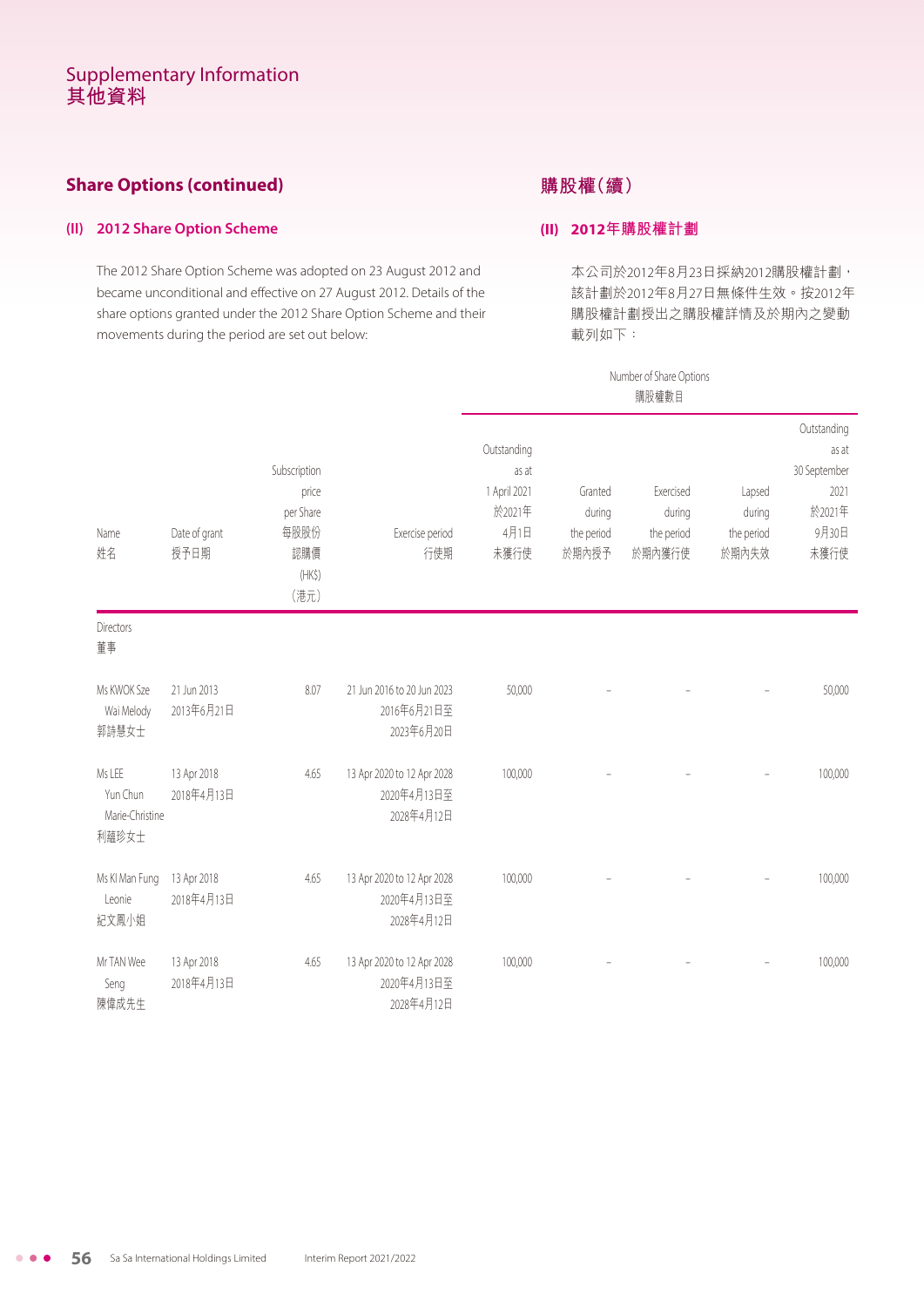# Supplementary Information
# 其他資料

## Share Options (continued)

### (II) 2012 Share Option Scheme

The 2012 Share Option Scheme was adopted on 23 August 2012 and became unconditional and effective on 27 August 2012. Details of the share options granted under the 2012 Share Option Scheme and their movements during the period are set out below:

## 購股權(續)

### (II) 2012年購股權計劃

本公司於2012年8月23日採納2012購股權計劃，該計劃於2012年8月27日無條件生效。按2012年購股權計劃授出之購股權詳情及於期內之變動載列如下：

| | | | | Number of Share Options 購股權數目 | | | | |
|---|---|---|---|---|---|---|---|---|
| Name 姓名 | Date of grant 授予日期 | Subscription price per Share 每股股份認購價 (HK$) (港元) | Exercise period 行使期 | Outstanding as at 1 April 2021 於2021年4月1日未獲行使 | Granted during the period 於期內授予 | Exercised during the period 於期內獲行使 | Lapsed during the period 於期內失效 | Outstanding as at 30 September 2021 於2021年9月30日未獲行使 |
| Directors 董事 | | | | | | | | |
| Ms KWOK Sze Wai Melody 郭詩慧女士 | 21 Jun 2013 2013年6月21日 | 8.07 | 21 Jun 2016 to 20 Jun 2023 2016年6月21日至2023年6月20日 | 50,000 | – | – | – | 50,000 |
| Ms LEE Yun Chun Marie-Christine 利蘊珍女士 | 13 Apr 2018 2018年4月13日 | 4.65 | 13 Apr 2020 to 12 Apr 2028 2020年4月13日至2028年4月12日 | 100,000 | – | – | – | 100,000 |
| Ms KI Man Fung Leonie 紀文鳳小姐 | 13 Apr 2018 2018年4月13日 | 4.65 | 13 Apr 2020 to 12 Apr 2028 2020年4月13日至2028年4月12日 | 100,000 | – | – | – | 100,000 |
| Mr TAN Wee Seng 陳偉成先生 | 13 Apr 2018 2018年4月13日 | 4.65 | 13 Apr 2020 to 12 Apr 2028 2020年4月13日至2028年4月12日 | 100,000 | – | – | – | 100,000 |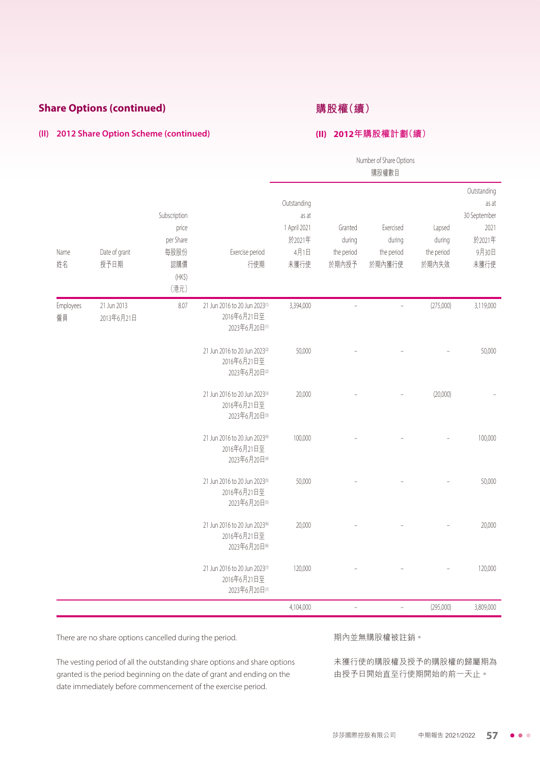## Share Options (continued)

## 購股權（續）

### (II) 2012 Share Option Scheme (continued)

### (II) 2012年購股權計劃（續）

| Name 姓名 | Date of grant 授予日期 | Subscription price per Share 每股股份認購價 (HK$) (港元) | Exercise period 行使期 | Number of Share Options 購股權數目 Outstanding as at 1 April 2021 於2021年4月1日未獲行使 | Granted during the period 於期內授予 | Exercised during the period 於期內獲行使 | Lapsed during the period 於期內失效 | Outstanding as at 30 September 2021 於2021年9月30日未獲行使 |
|---|---|---|---|---|---|---|---|---|
| Employees 僱員 | 21 Jun 2013 2013年6月21日 | 8.07 | 21 Jun 2016 to 20 Jun 2023[1] 2016年6月21日至2023年6月20日[1] | 3,394,000 | – | – | (275,000) | 3,119,000 |
| | | | 21 Jun 2016 to 20 Jun 2023[2] 2016年6月21日至2023年6月20日[2] | 50,000 | – | – | – | 50,000 |
| | | | 21 Jun 2016 to 20 Jun 2023[3] 2016年6月21日至2023年6月20日[3] | 20,000 | – | – | (20,000) | – |
| | | | 21 Jun 2016 to 20 Jun 2023[4] 2016年6月21日至2023年6月20日[4] | 100,000 | – | – | – | 100,000 |
| | | | 21 Jun 2016 to 20 Jun 2023[5] 2016年6月21日至2023年6月20日[5] | 50,000 | – | – | – | 50,000 |
| | | | 21 Jun 2016 to 20 Jun 2023[6] 2016年6月21日至2023年6月20日[6] | 20,000 | – | – | – | 20,000 |
| | | | 21 Jun 2016 to 20 Jun 2023[7] 2016年6月21日至2023年6月20日[7] | 120,000 | – | – | – | 120,000 |
| | | | | 4,104,000 | – | – | (295,000) | 3,809,000 |

There are no share options cancelled during the period.

期內並無購股權被註銷。

The vesting period of all the outstanding share options and share options granted is the period beginning on the date of grant and ending on the date immediately before commencement of the exercise period.

未獲行使的購股權及授予的購股權的歸屬期為由授予日開始直至行使期開始的前一天止。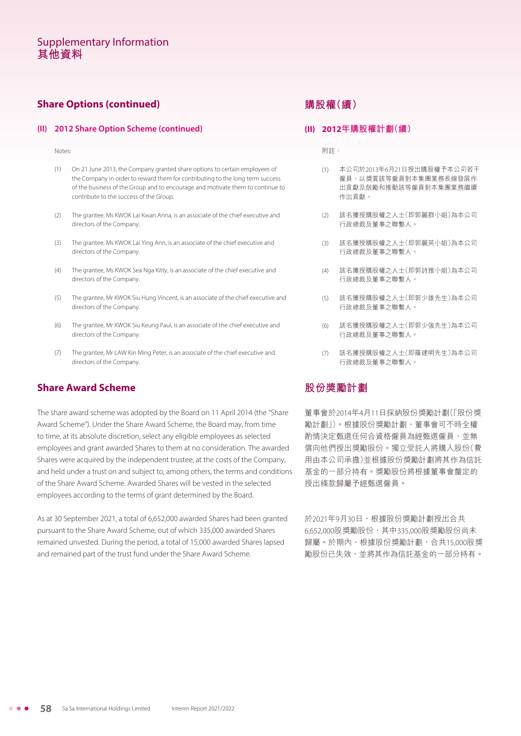## Share Options (continued)

### (II) 2012 Share Option Scheme (continued)

Notes:

(1) On 21 June 2013, the Company granted share options to certain employees of the Company in order to reward them for contributing to the long term success of the business of the Group and to encourage and motivate them to continue to contribute to the success of the Group.

(2) The grantee, Ms KWOK Lai Kwan Anna, is an associate of the chief executive and directors of the Company.

(3) The grantee, Ms KWOK Lai Ying Ann, is an associate of the chief executive and directors of the Company.

(4) The grantee, Ms KWOK Sea Nga Kitty, is an associate of the chief executive and directors of the Company.

(5) The grantee, Mr KWOK Siu Hung Vincent, is an associate of the chief executive and directors of the Company.

(6) The grantee, Mr KWOK Siu Keung Paul, is an associate of the chief executive and directors of the Company.

(7) The grantee, Mr LAW Kin Ming Peter, is an associate of the chief executive and directors of the Company.

## Share Award Scheme

The share award scheme was adopted by the Board on 11 April 2014 (the "Share Award Scheme"). Under the Share Award Scheme, the Board may, from time to time, at its absolute discretion, select any eligible employees as selected employees and grant awarded Shares to them at no consideration. The awarded Shares were acquired by the independent trustee, at the costs of the Company, and held under a trust on and subject to, among others, the terms and conditions of the Share Award Scheme. Awarded Shares will be vested in the selected employees according to the terms of grant determined by the Board.

As at 30 September 2021, a total of 6,652,000 awarded Shares had been granted pursuant to the Share Award Scheme, out of which 335,000 awarded Shares remained unvested. During the period, a total of 15,000 awarded Shares lapsed and remained part of the trust fund under the Share Award Scheme.

## 購股權(續)

### (II) 2012年購股權計劃(續)

附註:

(1) 本公司於2013年6月21日授出購股權予本公司若干僱員,以獎賞該等僱員對本集團業務長線發展作出貢獻及鼓勵和推動該等僱員對本集團業務繼續作出貢獻。

(2) 該名獲授購股權之人士(即郭麗群小姐)為本公司行政總裁及董事之聯繫人。

(3) 該名獲授購股權之人士(即郭麗英小姐)為本公司行政總裁及董事之聯繫人。

(4) 該名獲授購股權之人士(即郭詩雅小姐)為本公司行政總裁及董事之聯繫人。

(5) 該名獲授購股權之人士(即郭少雄先生)為本公司行政總裁及董事之聯繫人。

(6) 該名獲授購股權之人士(即郭少強先生)為本公司行政總裁及董事之聯繫人。

(7) 該名獲授購股權之人士(即羅建明先生)為本公司行政總裁及董事之聯繫人。

## 股份獎勵計劃

董事會於2014年4月11日採納股份獎勵計劃(「股份獎勵計劃」)。根據股份獎勵計劃,董事會可不時全權酌情決定甄選任何合資格僱員為經甄選僱員,並無償向他們授出獎勵股份。獨立受託人將購入股份(費用由本公司承擔)並根據股份獎勵計劃將其作為信託基金的一部分持有。獎勵股份將根據董事會釐定的授出條款歸屬予經甄選僱員。

於2021年9月30日,根據股份獎勵計劃授出合共6,652,000股獎勵股份,其中335,000股獎勵股份尚未歸屬。於期內,根據股份獎勵計劃,合共15,000股獎勵股份已失效,並將其作為信託基金的一部分持有。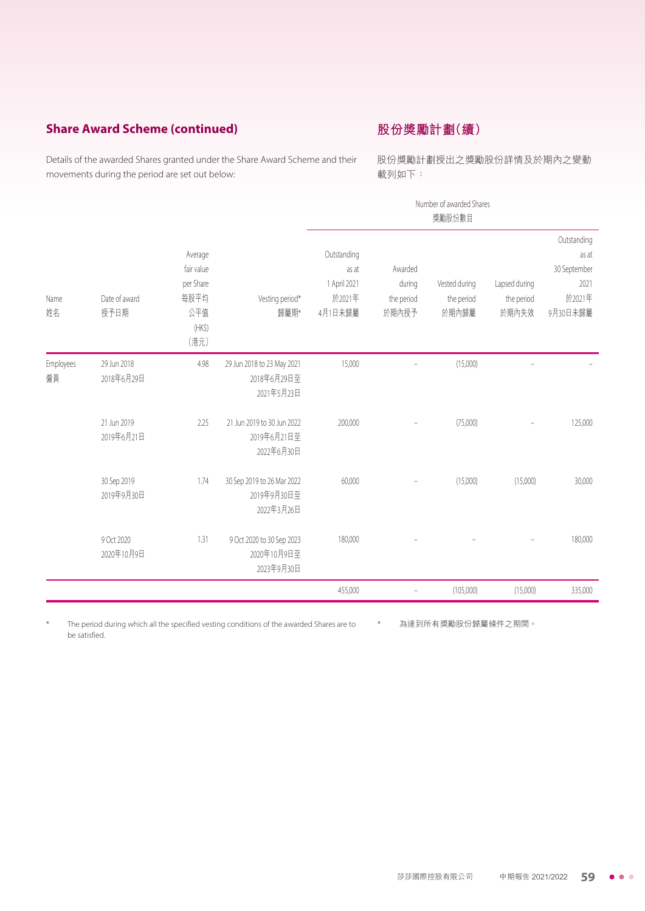## Share Award Scheme (continued)

## 股份獎勵計劃(續)

Details of the awarded Shares granted under the Share Award Scheme and their movements during the period are set out below:

股份獎勵計劃授出之獎勵股份詳情及於期內之變動載列如下：

| Name<br>姓名 | Date of award<br>授予日期 | Average fair value per Share<br>每股平均公平值<br>(HK$)<br>(港元) | Vesting period*<br>歸屬期* | Number of awarded Shares 獎勵股份數目<br>Outstanding as at 1 April 2021<br>於2021年4月1日未歸屬 | Awarded during the period<br>於期內授予 | Vested during the period<br>於期內歸屬 | Lapsed during the period<br>於期內失效 | Outstanding as at 30 September 2021<br>於2021年9月30日未歸屬 |
|---|---|---|---|---|---|---|---|---|
| Employees<br>僱員 | 29 Jun 2018<br>2018年6月29日 | 4.98 | 29 Jun 2018 to 23 May 2021<br>2018年6月29日至2021年5月23日 | 15,000 | – | (15,000) | – | – |
| | 21 Jun 2019<br>2019年6月21日 | 2.25 | 21 Jun 2019 to 30 Jun 2022<br>2019年6月21日至2022年6月30日 | 200,000 | – | (75,000) | – | 125,000 |
| | 30 Sep 2019<br>2019年9月30日 | 1.74 | 30 Sep 2019 to 26 Mar 2022<br>2019年9月30日至2022年3月26日 | 60,000 | – | (15,000) | (15,000) | 30,000 |
| | 9 Oct 2020<br>2020年10月9日 | 1.31 | 9 Oct 2020 to 30 Sep 2023<br>2020年10月9日至2023年9月30日 | 180,000 | – | – | – | 180,000 |
| | | | | 455,000 | – | (105,000) | (15,000) | 335,000 |

\* The period during which all the specified vesting conditions of the awarded Shares are to be satisfied.

\* 為達到所有獎勵股份歸屬條件之期間。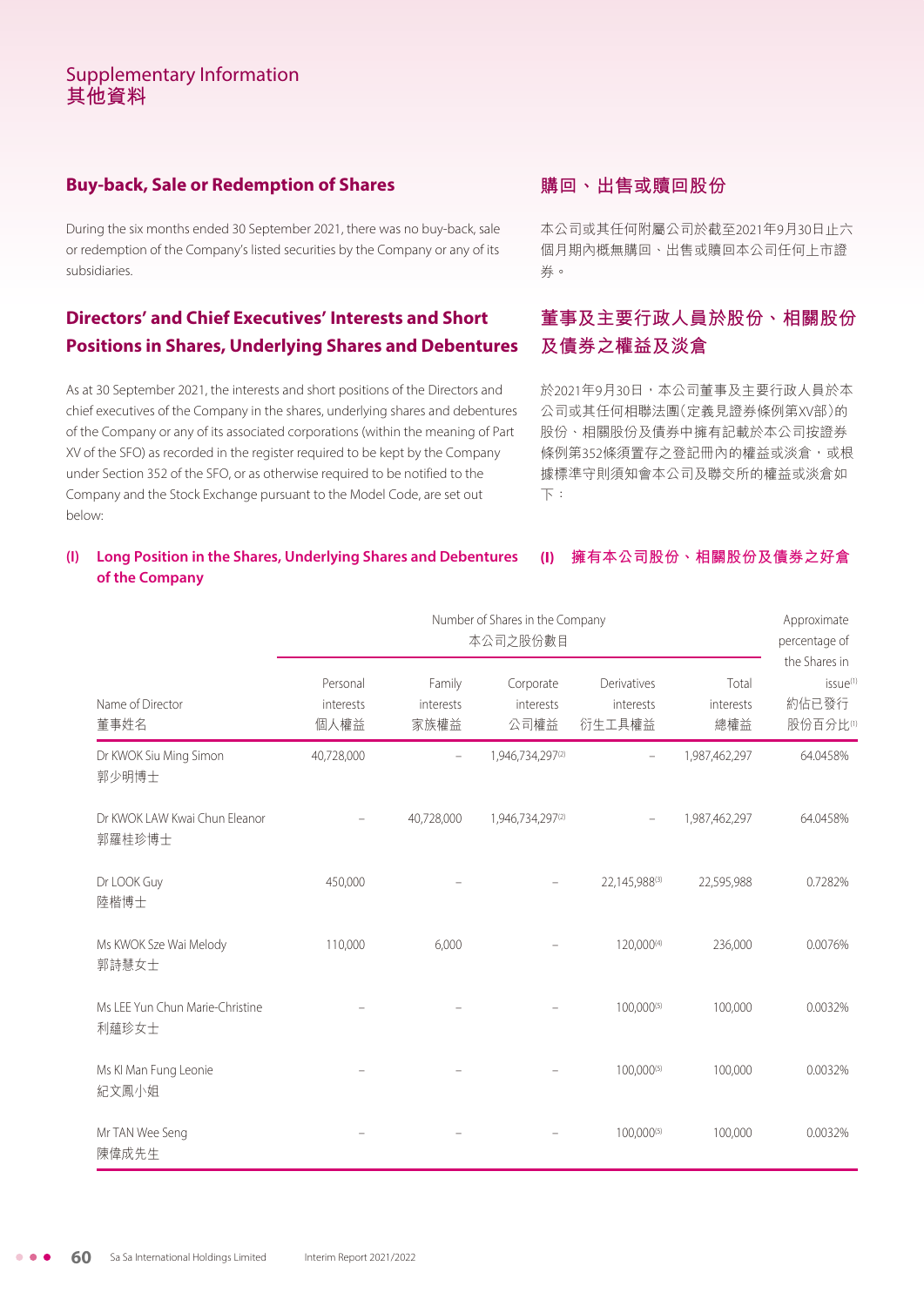# Supplementary Information
# 其他資料

## Buy-back, Sale or Redemption of Shares

During the six months ended 30 September 2021, there was no buy-back, sale or redemption of the Company's listed securities by the Company or any of its subsidiaries.

## 購回、出售或贖回股份

本公司或其任何附屬公司於截至2021年9月30日止六個月期內概無購回、出售或贖回本公司任何上市證券。

## Directors' and Chief Executives' Interests and Short Positions in Shares, Underlying Shares and Debentures

As at 30 September 2021, the interests and short positions of the Directors and chief executives of the Company in the shares, underlying shares and debentures of the Company or any of its associated corporations (within the meaning of Part XV of the SFO) as recorded in the register required to be kept by the Company under Section 352 of the SFO, or as otherwise required to be notified to the Company and the Stock Exchange pursuant to the Model Code, are set out below:

## 董事及主要行政人員於股份、相關股份及債券之權益及淡倉

於2021年9月30日，本公司董事及主要行政人員於本公司或其任何相聯法團（定義見證券條例第XV部）的股份、相關股份及債券中擁有記載於本公司按證券條例第352條須置存之登記冊內的權益或淡倉，或根據標準守則須知會本公司及聯交所的權益或淡倉如下：

### (I) Long Position in the Shares, Underlying Shares and Debentures of the Company

### (I) 擁有本公司股份、相關股份及債券之好倉

| | Number of Shares in the Company 本公司之股份數目 | | | | | Approximate percentage of the Shares in issue[1] 約佔已發行股份百分比[1] |
|---|---|---|---|---|---|---|
| Name of Director 董事姓名 | Personal interests 個人權益 | Family interests 家族權益 | Corporate interests 公司權益 | Derivatives interests 衍生工具權益 | Total interests 總權益 | |
| Dr KWOK Siu Ming Simon 郭少明博士 | 40,728,000 | – | 1,946,734,297[2] | – | 1,987,462,297 | 64.0458% |
| Dr KWOK LAW Kwai Chun Eleanor 郭羅桂珍博士 | – | 40,728,000 | 1,946,734,297[2] | – | 1,987,462,297 | 64.0458% |
| Dr LOOK Guy 陸楷博士 | 450,000 | – | – | 22,145,988[3] | 22,595,988 | 0.7282% |
| Ms KWOK Sze Wai Melody 郭詩慧女士 | 110,000 | 6,000 | – | 120,000[4] | 236,000 | 0.0076% |
| Ms LEE Yun Chun Marie-Christine 利蘊珍女士 | – | – | – | 100,000[5] | 100,000 | 0.0032% |
| Ms KI Man Fung Leonie 紀文鳳小姐 | – | – | – | 100,000[5] | 100,000 | 0.0032% |
| Mr TAN Wee Seng 陳偉成先生 | – | – | – | 100,000[5] | 100,000 | 0.0032% |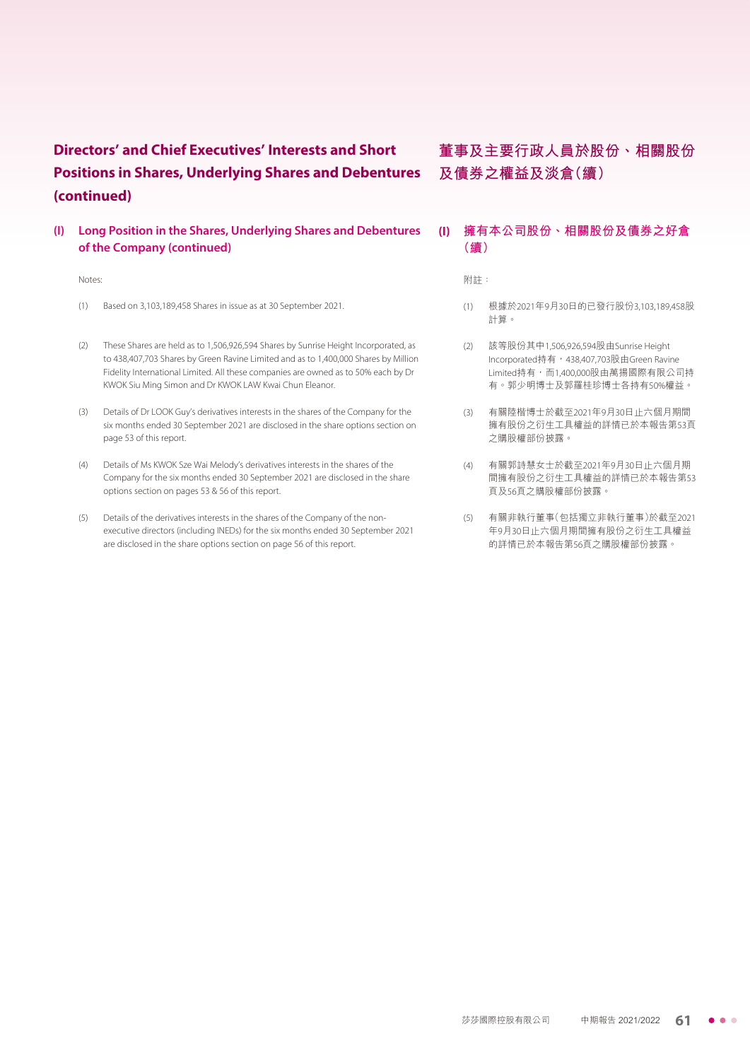## Directors' and Chief Executives' Interests and Short Positions in Shares, Underlying Shares and Debentures (continued)

### (I) Long Position in the Shares, Underlying Shares and Debentures of the Company (continued)

Notes:

(1) Based on 3,103,189,458 Shares in issue as at 30 September 2021.

(2) These Shares are held as to 1,506,926,594 Shares by Sunrise Height Incorporated, as to 438,407,703 Shares by Green Ravine Limited and as to 1,400,000 Shares by Million Fidelity International Limited. All these companies are owned as to 50% each by Dr KWOK Siu Ming Simon and Dr KWOK LAW Kwai Chun Eleanor.

(3) Details of Dr LOOK Guy's derivatives interests in the shares of the Company for the six months ended 30 September 2021 are disclosed in the share options section on page 53 of this report.

(4) Details of Ms KWOK Sze Wai Melody's derivatives interests in the shares of the Company for the six months ended 30 September 2021 are disclosed in the share options section on pages 53 & 56 of this report.

(5) Details of the derivatives interests in the shares of the Company of the non-executive directors (including INEDs) for the six months ended 30 September 2021 are disclosed in the share options section on page 56 of this report.

## 董事及主要行政人員於股份、相關股份及債券之權益及淡倉(續)

### (I) 擁有本公司股份、相關股份及債券之好倉(續)

附註：

(1) 根據於2021年9月30日的已發行股份3,103,189,458股計算。

(2) 該等股份其中1,506,926,594股由Sunrise Height Incorporated持有，438,407,703股由Green Ravine Limited持有，而1,400,000股由萬揚國際有限公司持有。郭少明博士及郭羅桂珍博士各持有50%權益。

(3) 有關陸楷博士於截至2021年9月30日止六個月期間擁有股份之衍生工具權益的詳情已於本報告第53頁之購股權部份披露。

(4) 有關郭詩慧女士於截至2021年9月30日止六個月期間擁有股份之衍生工具權益的詳情已於本報告第53頁及56頁之購股權部份披露。

(5) 有關非執行董事(包括獨立非執行董事)於截至2021年9月30日止六個月期間擁有股份之衍生工具權益的詳情已於本報告第56頁之購股權部份披露。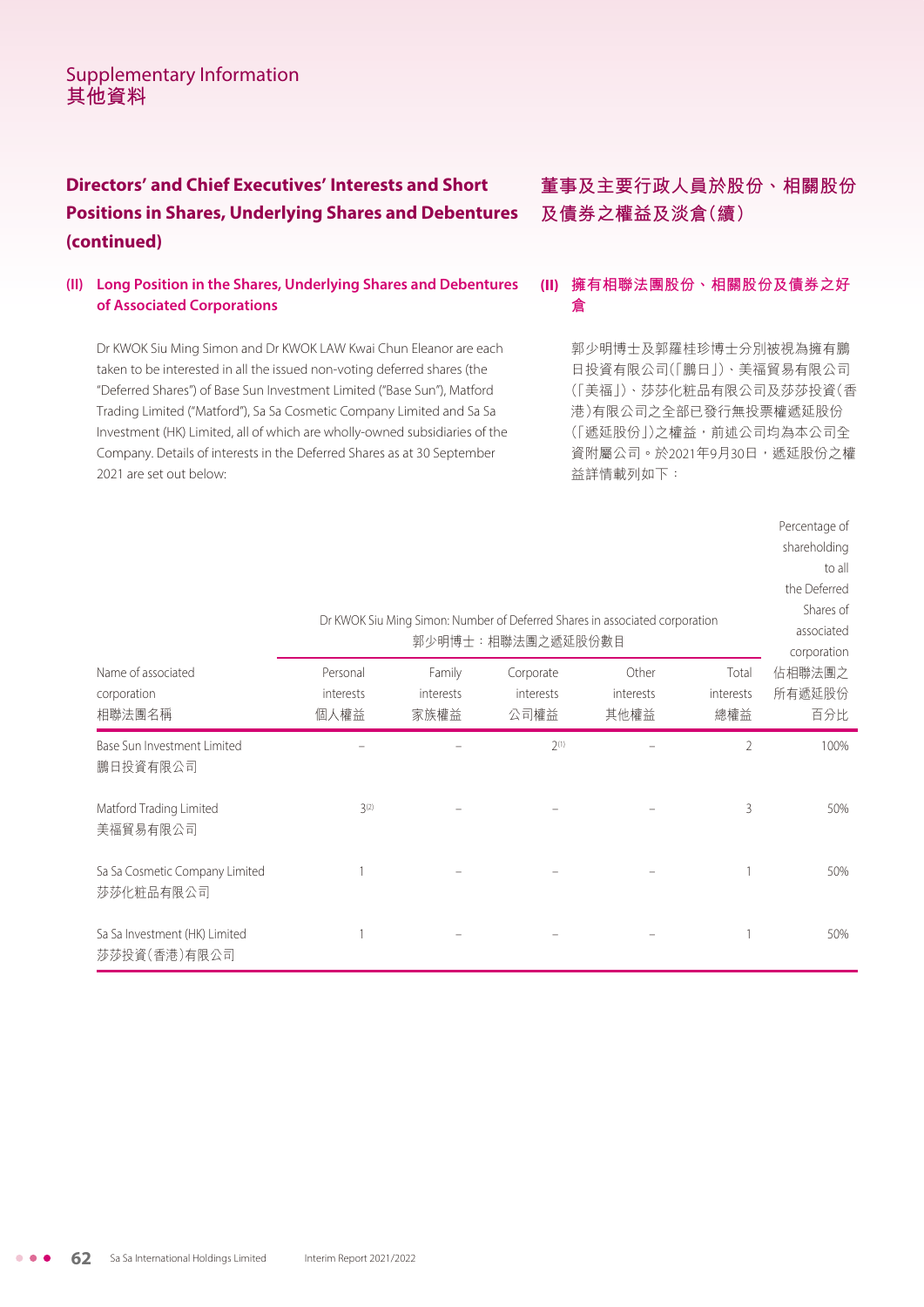## Directors' and Chief Executives' Interests and Short Positions in Shares, Underlying Shares and Debentures (continued)

## 董事及主要行政人員於股份、相關股份及債券之權益及淡倉（續）

### (II) Long Position in the Shares, Underlying Shares and Debentures of Associated Corporations

### (II) 擁有相聯法團股份、相關股份及債券之好倉

Dr KWOK Siu Ming Simon and Dr KWOK LAW Kwai Chun Eleanor are each taken to be interested in all the issued non-voting deferred shares (the "Deferred Shares") of Base Sun Investment Limited ("Base Sun"), Matford Trading Limited ("Matford"), Sa Sa Cosmetic Company Limited and Sa Sa Investment (HK) Limited, all of which are wholly-owned subsidiaries of the Company. Details of interests in the Deferred Shares as at 30 September 2021 are set out below:

郭少明博士及郭羅桂珍博士分別被視為擁有鵬日投資有限公司（「鵬日」）、美福貿易有限公司（「美福」）、莎莎化粧品有限公司及莎莎投資（香港）有限公司之全部已發行無投票權遞延股份（「遞延股份」）之權益，前述公司均為本公司全資附屬公司。於2021年9月30日，遞延股份之權益詳情載列如下：

| | Dr KWOK Siu Ming Simon: Number of Deferred Shares in associated corporation 郭少明博士：相聯法團之遞延股份數目 | | | | | |
|---|---|---|---|---|---|---|
| Name of associated corporation 相聯法團名稱 | Personal interests 個人權益 | Family interests 家族權益 | Corporate interests 公司權益 | Other interests 其他權益 | Total interests 總權益 | Percentage of shareholding to all the Deferred Shares of associated corporation 佔相聯法團之所有遞延股份百分比 |
| Base Sun Investment Limited 鵬日投資有限公司 | – | – | 2[(1)] | – | 2 | 100% |
| Matford Trading Limited 美福貿易有限公司 | 3[(2)] | – | – | – | 3 | 50% |
| Sa Sa Cosmetic Company Limited 莎莎化粧品有限公司 | 1 | – | – | – | 1 | 50% |
| Sa Sa Investment (HK) Limited 莎莎投資（香港）有限公司 | 1 | – | – | – | 1 | 50% |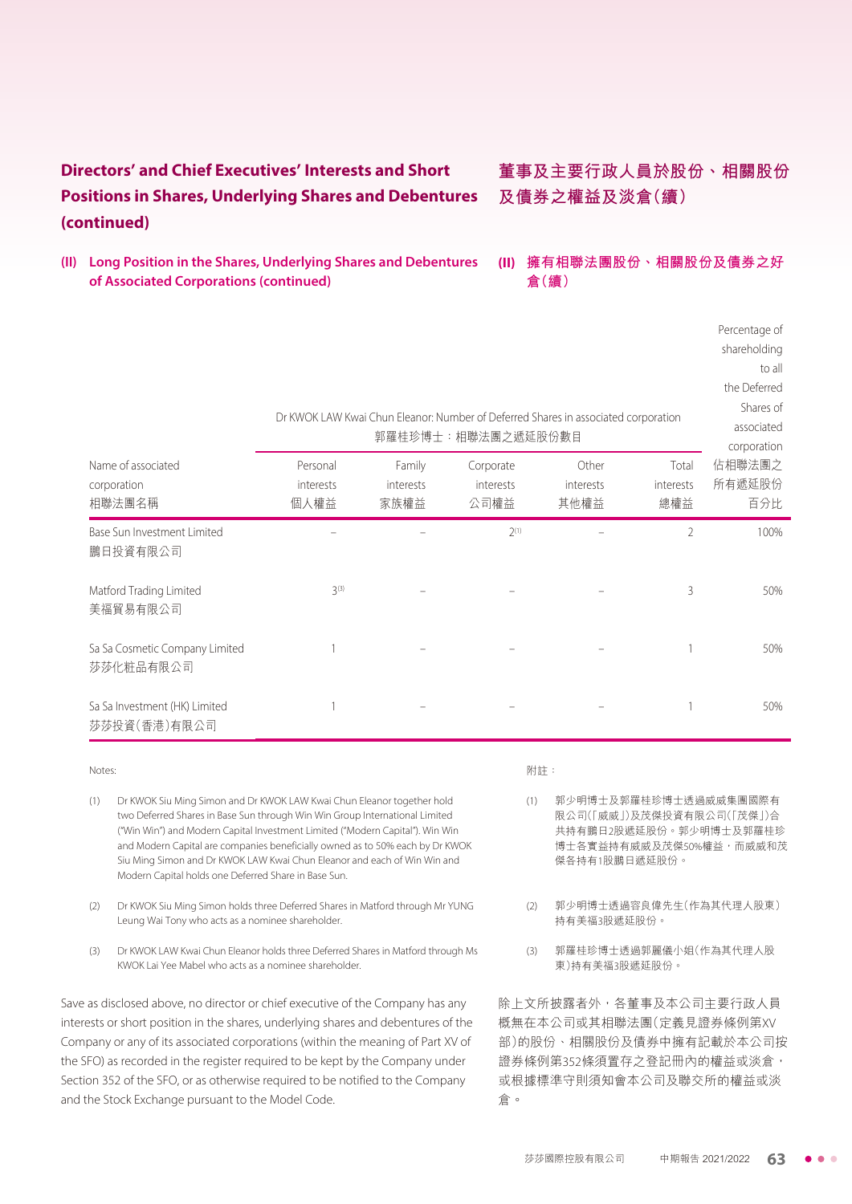## Directors' and Chief Executives' Interests and Short Positions in Shares, Underlying Shares and Debentures (continued)

## 董事及主要行政人員於股份、相關股份及債券之權益及淡倉(續)

### (II) Long Position in the Shares, Underlying Shares and Debentures of Associated Corporations (continued)

### (II) 擁有相聯法團股份、相關股份及債券之好倉(續)

| Name of associated corporation 相聯法團名稱 | Dr KWOK LAW Kwai Chun Eleanor: Number of Deferred Shares in associated corporation 郭羅桂珍博士：相聯法團之遞延股份數目 | | | | | Percentage of shareholding to all the Deferred Shares of associated corporation 佔相聯法團之所有遞延股份百分比 |
|---|---|---|---|---|---|---|
| | Personal interests 個人權益 | Family interests 家族權益 | Corporate interests 公司權益 | Other interests 其他權益 | Total interests 總權益 | |
| Base Sun Investment Limited 鵬日投資有限公司 | – | – | 2[(1)] | – | 2 | 100% |
| Matford Trading Limited 美福貿易有限公司 | 3[(3)] | – | – | – | 3 | 50% |
| Sa Sa Cosmetic Company Limited 莎莎化粧品有限公司 | 1 | – | – | – | 1 | 50% |
| Sa Sa Investment (HK) Limited 莎莎投資(香港)有限公司 | 1 | – | – | – | 1 | 50% |

Notes:

(1) Dr KWOK Siu Ming Simon and Dr KWOK LAW Kwai Chun Eleanor together hold two Deferred Shares in Base Sun through Win Win Group International Limited ("Win Win") and Modern Capital Investment Limited ("Modern Capital"). Win Win and Modern Capital are companies beneficially owned as to 50% each by Dr KWOK Siu Ming Simon and Dr KWOK LAW Kwai Chun Eleanor and each of Win Win and Modern Capital holds one Deferred Share in Base Sun.

(2) Dr KWOK Siu Ming Simon holds three Deferred Shares in Matford through Mr YUNG Leung Wai Tony who acts as a nominee shareholder.

(3) Dr KWOK LAW Kwai Chun Eleanor holds three Deferred Shares in Matford through Ms KWOK Lai Yee Mabel who acts as a nominee shareholder.

附註：

(1) 郭少明博士及郭羅桂珍博士透過威威集團國際有限公司(「威威」)及茂傑投資有限公司(「茂傑」)合共持有鵬日2股遞延股份。郭少明博士及郭羅桂珍博士各實益持有威威及茂傑50%權益，而威威和茂傑各持有1股鵬日遞延股份。

(2) 郭少明博士透過容良偉先生(作為其代理人股東)持有美福3股遞延股份。

(3) 郭羅桂珍博士透過郭麗儀小姐(作為其代理人股東)持有美福3股遞延股份。

Save as disclosed above, no director or chief executive of the Company has any interests or short position in the shares, underlying shares and debentures of the Company or any of its associated corporations (within the meaning of Part XV of the SFO) as recorded in the register required to be kept by the Company under Section 352 of the SFO, or as otherwise required to be notified to the Company and the Stock Exchange pursuant to the Model Code.

除上文所披露者外，各董事及本公司主要行政人員概無在本公司或其相聯法團(定義見證券條例第XV部)的股份、相關股份及債券中擁有記載於本公司按證券條例第352條須置存之登記冊內的權益或淡倉，或根據標準守則須知會本公司及聯交所的權益或淡倉。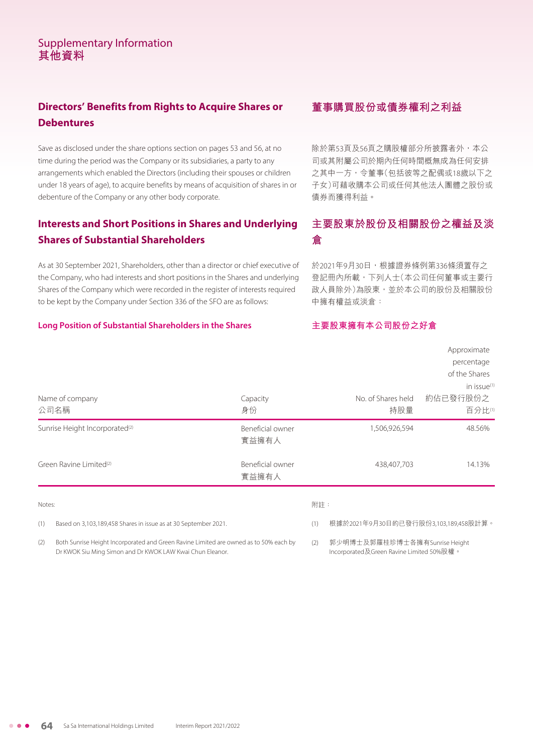# Supplementary Information
# 其他資料

## Directors' Benefits from Rights to Acquire Shares or Debentures

Save as disclosed under the share options section on pages 53 and 56, at no time during the period was the Company or its subsidiaries, a party to any arrangements which enabled the Directors (including their spouses or children under 18 years of age), to acquire benefits by means of acquisition of shares in or debenture of the Company or any other body corporate.

## 董事購買股份或債券權利之利益

除於第53頁及56頁之購股權部分所披露者外，本公司或其附屬公司於期內任何時間概無成為任何安排之其中一方，令董事(包括彼等之配偶或18歲以下之子女)可藉收購本公司或任何其他法人團體之股份或債券而獲得利益。

## Interests and Short Positions in Shares and Underlying Shares of Substantial Shareholders

As at 30 September 2021, Shareholders, other than a director or chief executive of the Company, who had interests and short positions in the Shares and underlying Shares of the Company which were recorded in the register of interests required to be kept by the Company under Section 336 of the SFO are as follows:

## 主要股東於股份及相關股份之權益及淡倉

於2021年9月30日，根據證券條例第336條須置存之登記冊內所載，下列人士(本公司任何董事或主要行政人員除外)為股東，並於本公司的股份及相關股份中擁有權益或淡倉：

### Long Position of Substantial Shareholders in the Shares
### 主要股東擁有本公司股份之好倉

| Name of company 公司名稱 | Capacity 身份 | No. of Shares held 持股量 | Approximate percentage of the Shares in issue[1] 約佔已發行股份之百分比[1] |
|---|---|---|---|
| Sunrise Height Incorporated[2] | Beneficial owner 實益擁有人 | 1,506,926,594 | 48.56% |
| Green Ravine Limited[2] | Beneficial owner 實益擁有人 | 438,407,703 | 14.13% |

Notes:

(1) Based on 3,103,189,458 Shares in issue as at 30 September 2021.

(2) Both Sunrise Height Incorporated and Green Ravine Limited are owned as to 50% each by Dr KWOK Siu Ming Simon and Dr KWOK LAW Kwai Chun Eleanor.

附註：

(1) 根據於2021年9月30日的已發行股份3,103,189,458股計算。

(2) 郭少明博士及郭羅桂珍博士各擁有Sunrise Height Incorporated及Green Ravine Limited 50%股權。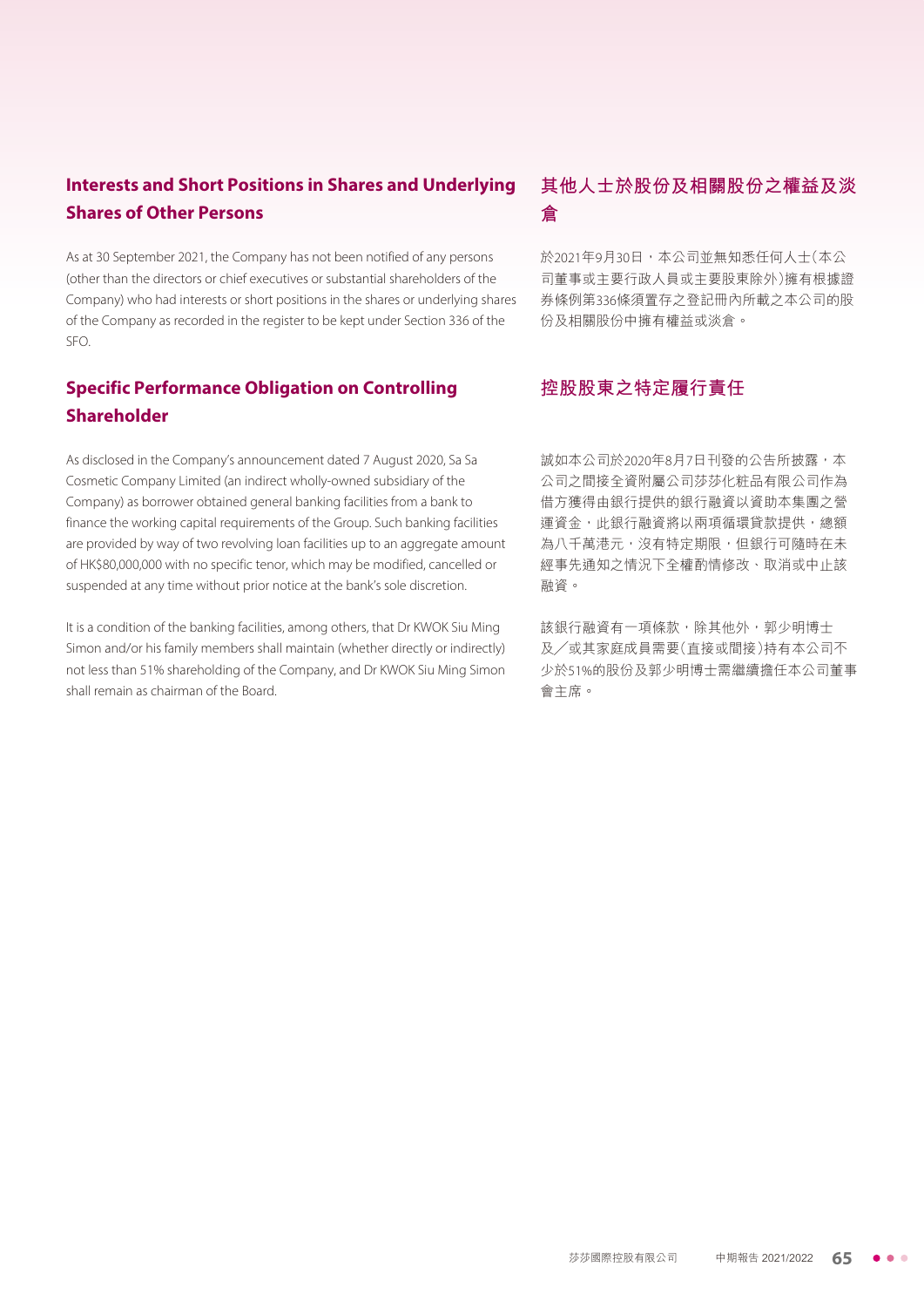## Interests and Short Positions in Shares and Underlying Shares of Other Persons

As at 30 September 2021, the Company has not been notified of any persons (other than the directors or chief executives or substantial shareholders of the Company) who had interests or short positions in the shares or underlying shares of the Company as recorded in the register to be kept under Section 336 of the SFO.

## Specific Performance Obligation on Controlling Shareholder

As disclosed in the Company's announcement dated 7 August 2020, Sa Sa Cosmetic Company Limited (an indirect wholly-owned subsidiary of the Company) as borrower obtained general banking facilities from a bank to finance the working capital requirements of the Group. Such banking facilities are provided by way of two revolving loan facilities up to an aggregate amount of HK$80,000,000 with no specific tenor, which may be modified, cancelled or suspended at any time without prior notice at the bank's sole discretion.

It is a condition of the banking facilities, among others, that Dr KWOK Siu Ming Simon and/or his family members shall maintain (whether directly or indirectly) not less than 51% shareholding of the Company, and Dr KWOK Siu Ming Simon shall remain as chairman of the Board.

## 其他人士於股份及相關股份之權益及淡倉

於2021年9月30日，本公司並無知悉任何人士(本公司董事或主要行政人員或主要股東除外)擁有根據證券條例第336條須置存之登記冊內所載之本公司的股份及相關股份中擁有權益或淡倉。

## 控股股東之特定履行責任

誠如本公司於2020年8月7日刊發的公告所披露，本公司之間接全資附屬公司莎莎化粧品有限公司作為借方獲得由銀行提供的銀行融資以資助本集團之營運資金，此銀行融資將以兩項循環貸款提供，總額為八千萬港元，沒有特定期限，但銀行可隨時在未經事先通知之情況下全權酌情修改、取消或中止該融資。

該銀行融資有一項條款，除其他外，郭少明博士及／或其家庭成員需要(直接或間接)持有本公司不少於51%的股份及郭少明博士需繼續擔任本公司董事會主席。